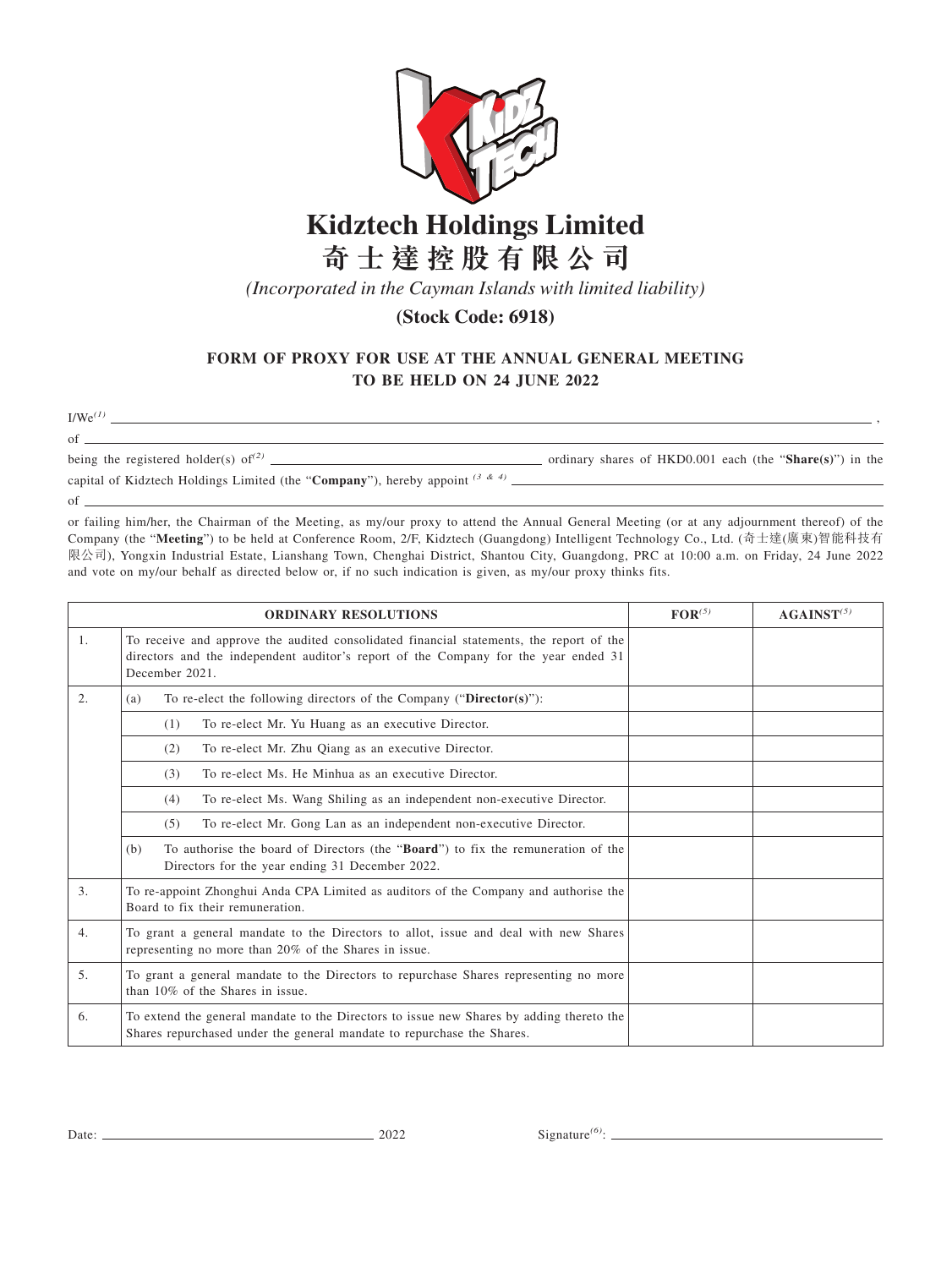# Kidztech Holdings Limited

# 奇士達控股有限公司

*(Incorporated in the Cayman Islands with limited liability)*

**(Stock Code: 6918)**

## FORM OF PROXY FOR USE AT THE ANNUAL GENERAL MEETING TO BE HELD ON 24 JUNE 2022

I/We[(1)] \_\_\_\_\_\_\_\_\_\_\_\_\_\_\_\_\_\_\_\_\_\_\_\_\_\_\_\_\_\_\_\_\_\_\_\_\_\_\_\_,

of \_\_\_\_\_\_\_\_\_\_\_\_\_\_\_\_\_\_\_\_\_\_\_\_\_\_\_\_\_\_\_\_\_\_\_\_\_\_\_\_

being the registered holder(s) of[(2)] \_\_\_\_\_\_\_\_\_\_\_\_\_\_\_\_\_\_\_\_ ordinary shares of HKD0.001 each (the "**Share(s)**") in the capital of Kidztech Holdings Limited (the "**Company**"), hereby appoint [(3 & 4)] \_\_\_\_\_\_\_\_\_\_\_\_\_\_\_\_\_\_\_\_

of \_\_\_\_\_\_\_\_\_\_\_\_\_\_\_\_\_\_\_\_\_\_\_\_\_\_\_\_\_\_\_\_\_\_\_\_\_\_\_\_

or failing him/her, the Chairman of the Meeting, as my/our proxy to attend the Annual General Meeting (or at any adjournment thereof) of the Company (the "**Meeting**") to be held at Conference Room, 2/F, Kidztech (Guangdong) Intelligent Technology Co., Ltd. (奇士達(廣東)智能科技有限公司), Yongxin Industrial Estate, Lianshang Town, Chenghai District, Shantou City, Guangdong, PRC at 10:00 a.m. on Friday, 24 June 2022 and vote on my/our behalf as directed below or, if no such indication is given, as my/our proxy thinks fits.

| | ORDINARY RESOLUTIONS | FOR[(5)] | AGAINST[(5)] |
|---|---|---|---|
| 1. | To receive and approve the audited consolidated financial statements, the report of the directors and the independent auditor's report of the Company for the year ended 31 December 2021. | | |
| 2. | (a) To re-elect the following directors of the Company ("**Director(s)**"): | | |
| | (1) To re-elect Mr. Yu Huang as an executive Director. | | |
| | (2) To re-elect Mr. Zhu Qiang as an executive Director. | | |
| | (3) To re-elect Ms. He Minhua as an executive Director. | | |
| | (4) To re-elect Ms. Wang Shiling as an independent non-executive Director. | | |
| | (5) To re-elect Mr. Gong Lan as an independent non-executive Director. | | |
| | (b) To authorise the board of Directors (the "**Board**") to fix the remuneration of the Directors for the year ending 31 December 2022. | | |
| 3. | To re-appoint Zhonghui Anda CPA Limited as auditors of the Company and authorise the Board to fix their remuneration. | | |
| 4. | To grant a general mandate to the Directors to allot, issue and deal with new Shares representing no more than 20% of the Shares in issue. | | |
| 5. | To grant a general mandate to the Directors to repurchase Shares representing no more than 10% of the Shares in issue. | | |
| 6. | To extend the general mandate to the Directors to issue new Shares by adding thereto the Shares repurchased under the general mandate to repurchase the Shares. | | |

Date: \_\_\_\_\_\_\_\_\_\_\_\_\_\_\_\_\_\_\_\_ 2022 Signature[(6)]: \_\_\_\_\_\_\_\_\_\_\_\_\_\_\_\_\_\_\_\_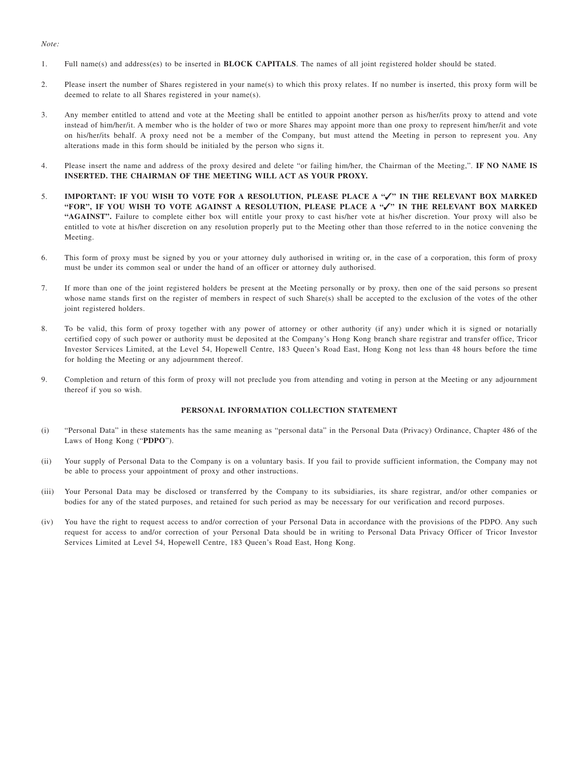*Note:*

1. Full name(s) and address(es) to be inserted in **BLOCK CAPITALS**. The names of all joint registered holder should be stated.

2. Please insert the number of Shares registered in your name(s) to which this proxy relates. If no number is inserted, this proxy form will be deemed to relate to all Shares registered in your name(s).

3. Any member entitled to attend and vote at the Meeting shall be entitled to appoint another person as his/her/its proxy to attend and vote instead of him/her/it. A member who is the holder of two or more Shares may appoint more than one proxy to represent him/her/it and vote on his/her/its behalf. A proxy need not be a member of the Company, but must attend the Meeting in person to represent you. Any alterations made in this form should be initialed by the person who signs it.

4. Please insert the name and address of the proxy desired and delete "or failing him/her, the Chairman of the Meeting,". **IF NO NAME IS INSERTED. THE CHAIRMAN OF THE MEETING WILL ACT AS YOUR PROXY.**

5. **IMPORTANT: IF YOU WISH TO VOTE FOR A RESOLUTION, PLEASE PLACE A "✓" IN THE RELEVANT BOX MARKED "FOR", IF YOU WISH TO VOTE AGAINST A RESOLUTION, PLEASE PLACE A "✓" IN THE RELEVANT BOX MARKED "AGAINST".** Failure to complete either box will entitle your proxy to cast his/her vote at his/her discretion. Your proxy will also be entitled to vote at his/her discretion on any resolution properly put to the Meeting other than those referred to in the notice convening the Meeting.

6. This form of proxy must be signed by you or your attorney duly authorised in writing or, in the case of a corporation, this form of proxy must be under its common seal or under the hand of an officer or attorney duly authorised.

7. If more than one of the joint registered holders be present at the Meeting personally or by proxy, then one of the said persons so present whose name stands first on the register of members in respect of such Share(s) shall be accepted to the exclusion of the votes of the other joint registered holders.

8. To be valid, this form of proxy together with any power of attorney or other authority (if any) under which it is signed or notarially certified copy of such power or authority must be deposited at the Company's Hong Kong branch share registrar and transfer office, Tricor Investor Services Limited, at the Level 54, Hopewell Centre, 183 Queen's Road East, Hong Kong not less than 48 hours before the time for holding the Meeting or any adjournment thereof.

9. Completion and return of this form of proxy will not preclude you from attending and voting in person at the Meeting or any adjournment thereof if you so wish.

## PERSONAL INFORMATION COLLECTION STATEMENT

(i) "Personal Data" in these statements has the same meaning as "personal data" in the Personal Data (Privacy) Ordinance, Chapter 486 of the Laws of Hong Kong ("**PDPO**").

(ii) Your supply of Personal Data to the Company is on a voluntary basis. If you fail to provide sufficient information, the Company may not be able to process your appointment of proxy and other instructions.

(iii) Your Personal Data may be disclosed or transferred by the Company to its subsidiaries, its share registrar, and/or other companies or bodies for any of the stated purposes, and retained for such period as may be necessary for our verification and record purposes.

(iv) You have the right to request access to and/or correction of your Personal Data in accordance with the provisions of the PDPO. Any such request for access to and/or correction of your Personal Data should be in writing to Personal Data Privacy Officer of Tricor Investor Services Limited at Level 54, Hopewell Centre, 183 Queen's Road East, Hong Kong.